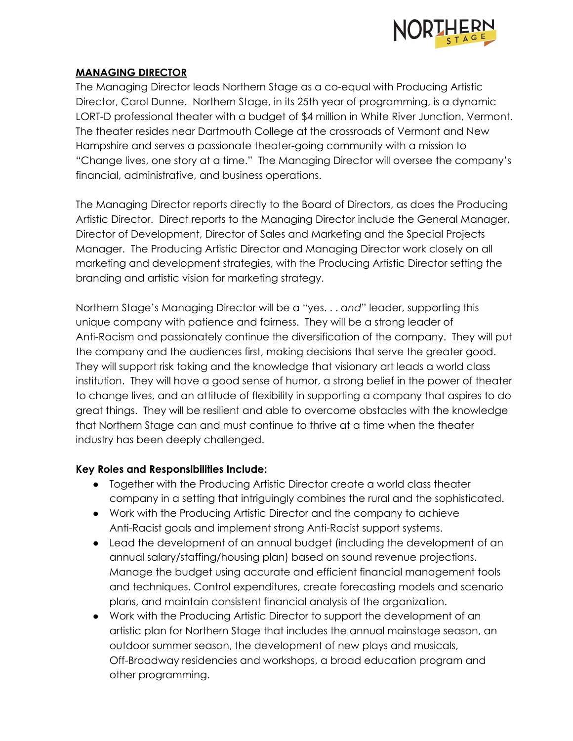**MANAGING DIRECTOR**

The Managing Director leads Northern Stage as a co-equal with Producing Artistic Director, Carol Dunne. Northern Stage, in its 25th year of programming, is a dynamic LORT-D professional theater with a budget of $4 million in White River Junction, Vermont. The theater resides near Dartmouth College at the crossroads of Vermont and New Hampshire and serves a passionate theater-going community with a mission to "Change lives, one story at a time." The Managing Director will oversee the company's financial, administrative, and business operations.

The Managing Director reports directly to the Board of Directors, as does the Producing Artistic Director. Direct reports to the Managing Director include the General Manager, Director of Development, Director of Sales and Marketing and the Special Projects Manager. The Producing Artistic Director and Managing Director work closely on all marketing and development strategies, with the Producing Artistic Director setting the branding and artistic vision for marketing strategy.

Northern Stage's Managing Director will be a "yes. . . *and*" leader, supporting this unique company with patience and fairness. They will be a strong leader of Anti-Racism and passionately continue the diversification of the company. They will put the company and the audiences first, making decisions that serve the greater good. They will support risk taking and the knowledge that visionary art leads a world class institution. They will have a good sense of humor, a strong belief in the power of theater to change lives, and an attitude of flexibility in supporting a company that aspires to do great things. They will be resilient and able to overcome obstacles with the knowledge that Northern Stage can and must continue to thrive at a time when the theater industry has been deeply challenged.

**Key Roles and Responsibilities Include:**

- Together with the Producing Artistic Director create a world class theater company in a setting that intriguingly combines the rural and the sophisticated.
- Work with the Producing Artistic Director and the company to achieve Anti-Racist goals and implement strong Anti-Racist support systems.
- Lead the development of an annual budget (including the development of an annual salary/staffing/housing plan) based on sound revenue projections. Manage the budget using accurate and efficient financial management tools and techniques. Control expenditures, create forecasting models and scenario plans, and maintain consistent financial analysis of the organization.
- Work with the Producing Artistic Director to support the development of an artistic plan for Northern Stage that includes the annual mainstage season, an outdoor summer season, the development of new plays and musicals, Off-Broadway residencies and workshops, a broad education program and other programming.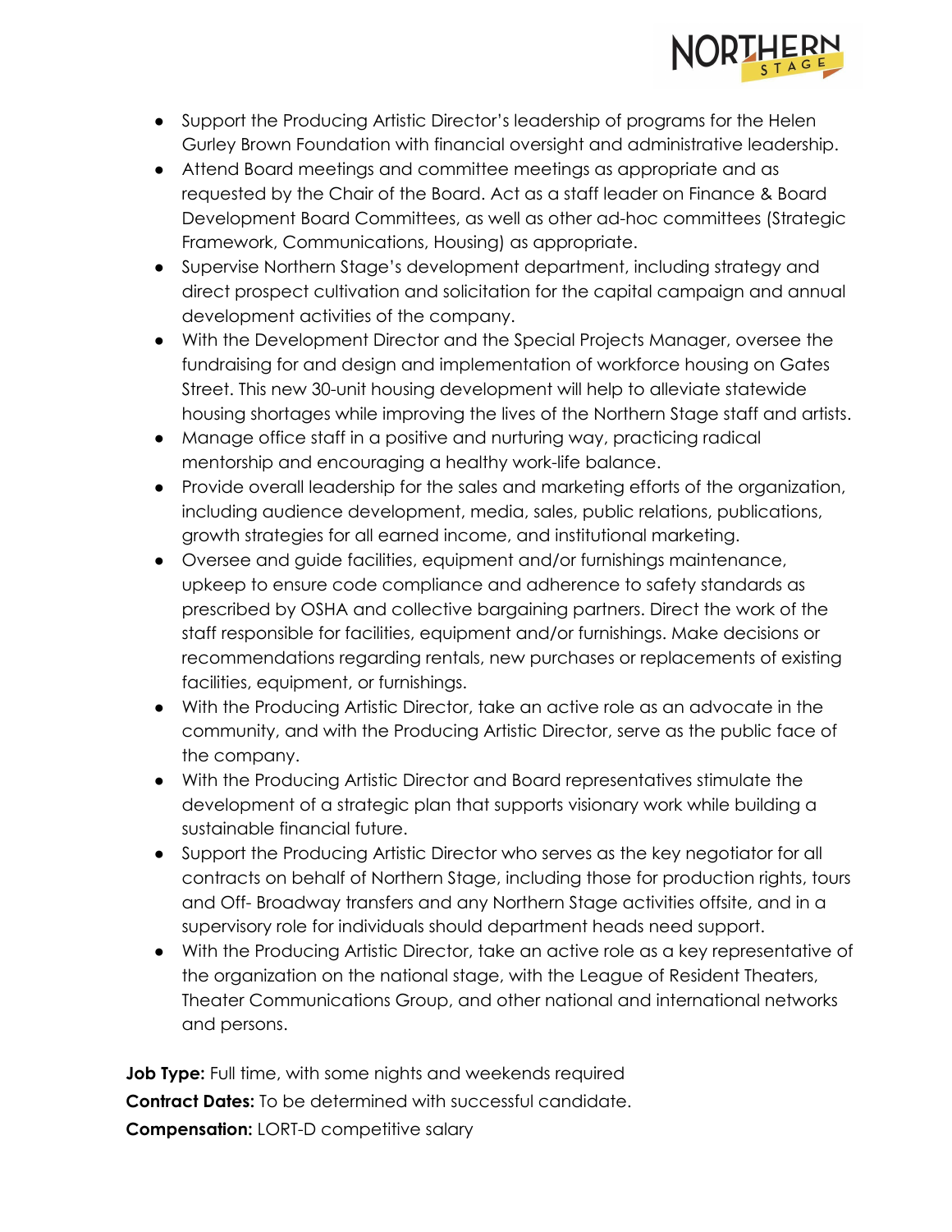- Support the Producing Artistic Director's leadership of programs for the Helen Gurley Brown Foundation with financial oversight and administrative leadership.
- Attend Board meetings and committee meetings as appropriate and as requested by the Chair of the Board. Act as a staff leader on Finance & Board Development Board Committees, as well as other ad-hoc committees (Strategic Framework, Communications, Housing) as appropriate.
- Supervise Northern Stage's development department, including strategy and direct prospect cultivation and solicitation for the capital campaign and annual development activities of the company.
- With the Development Director and the Special Projects Manager, oversee the fundraising for and design and implementation of workforce housing on Gates Street. This new 30-unit housing development will help to alleviate statewide housing shortages while improving the lives of the Northern Stage staff and artists.
- Manage office staff in a positive and nurturing way, practicing radical mentorship and encouraging a healthy work-life balance.
- Provide overall leadership for the sales and marketing efforts of the organization, including audience development, media, sales, public relations, publications, growth strategies for all earned income, and institutional marketing.
- Oversee and guide facilities, equipment and/or furnishings maintenance, upkeep to ensure code compliance and adherence to safety standards as prescribed by OSHA and collective bargaining partners. Direct the work of the staff responsible for facilities, equipment and/or furnishings. Make decisions or recommendations regarding rentals, new purchases or replacements of existing facilities, equipment, or furnishings.
- With the Producing Artistic Director, take an active role as an advocate in the community, and with the Producing Artistic Director, serve as the public face of the company.
- With the Producing Artistic Director and Board representatives stimulate the development of a strategic plan that supports visionary work while building a sustainable financial future.
- Support the Producing Artistic Director who serves as the key negotiator for all contracts on behalf of Northern Stage, including those for production rights, tours and Off- Broadway transfers and any Northern Stage activities offsite, and in a supervisory role for individuals should department heads need support.
- With the Producing Artistic Director, take an active role as a key representative of the organization on the national stage, with the League of Resident Theaters, Theater Communications Group, and other national and international networks and persons.

**Job Type:** Full time, with some nights and weekends required

**Contract Dates:** To be determined with successful candidate.

**Compensation:** LORT-D competitive salary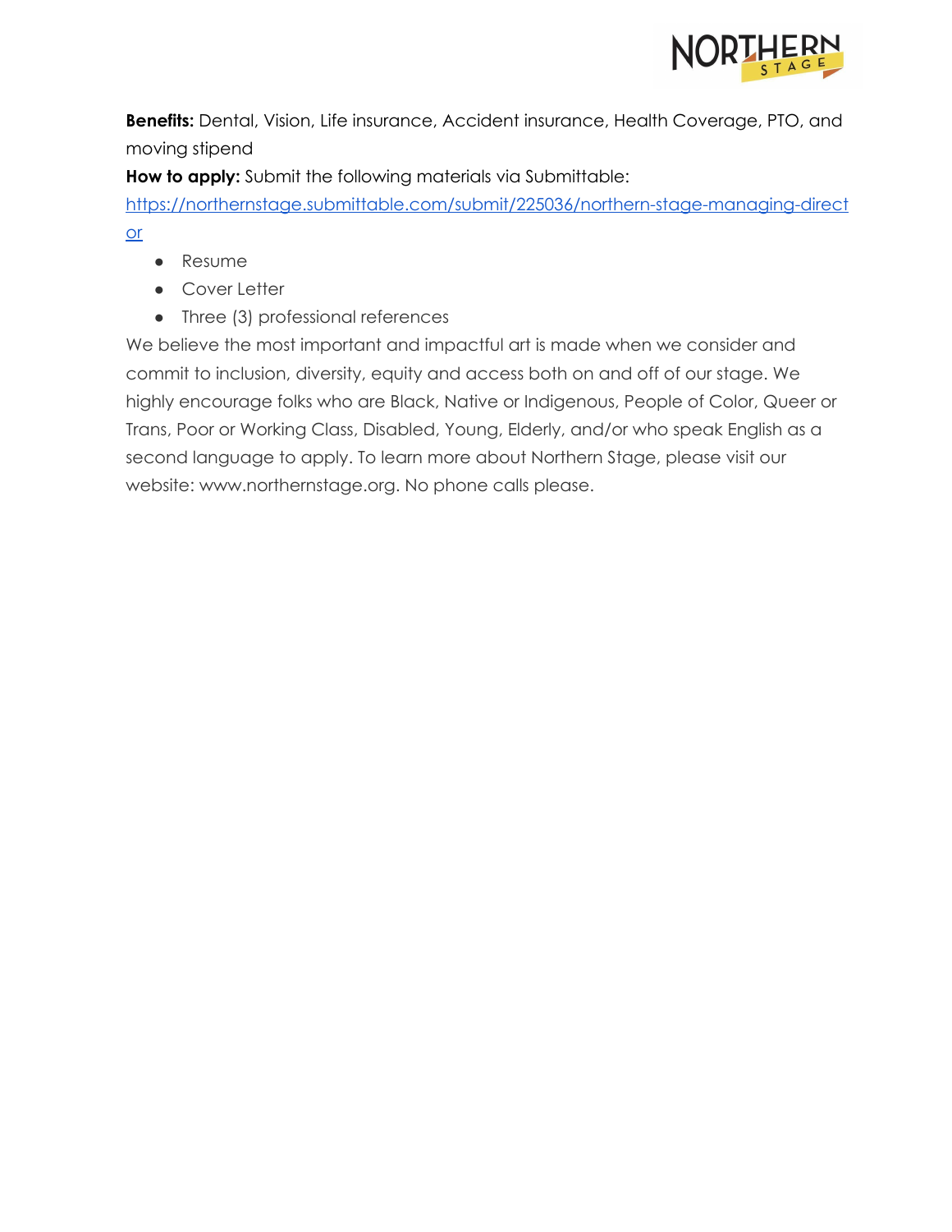**Benefits:** Dental, Vision, Life insurance, Accident insurance, Health Coverage, PTO, and moving stipend

**How to apply:** Submit the following materials via Submittable: https://northernstage.submittable.com/submit/225036/northern-stage-managing-director

- Resume
- Cover Letter
- Three (3) professional references

We believe the most important and impactful art is made when we consider and commit to inclusion, diversity, equity and access both on and off of our stage. We highly encourage folks who are Black, Native or Indigenous, People of Color, Queer or Trans, Poor or Working Class, Disabled, Young, Elderly, and/or who speak English as a second language to apply. To learn more about Northern Stage, please visit our website: www.northernstage.org. No phone calls please.